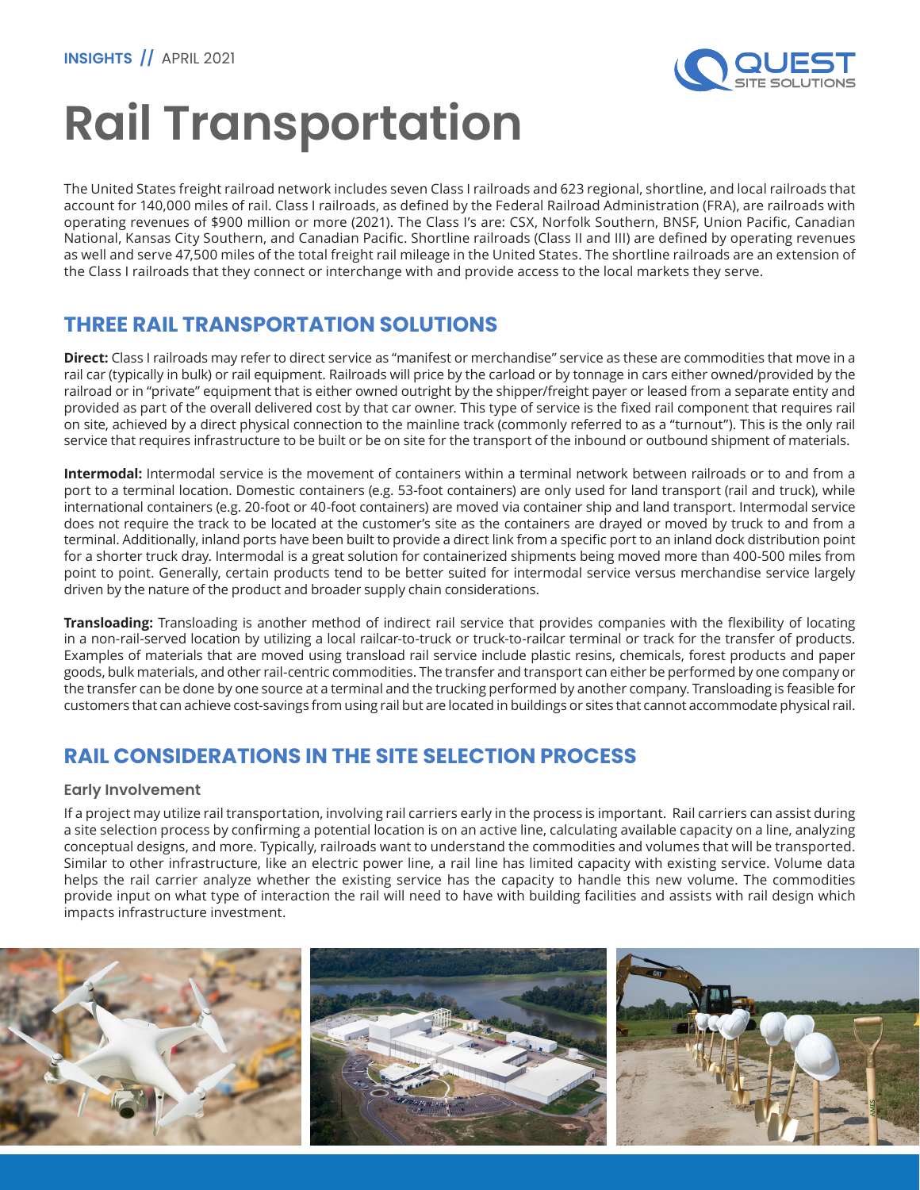INSIGHTS // APRIL 2021

# Rail Transportation

The United States freight railroad network includes seven Class I railroads and 623 regional, shortline, and local railroads that account for 140,000 miles of rail. Class I railroads, as defined by the Federal Railroad Administration (FRA), are railroads with operating revenues of $900 million or more (2021). The Class I's are: CSX, Norfolk Southern, BNSF, Union Pacific, Canadian National, Kansas City Southern, and Canadian Pacific. Shortline railroads (Class II and III) are defined by operating revenues as well and serve 47,500 miles of the total freight rail mileage in the United States. The shortline railroads are an extension of the Class I railroads that they connect or interchange with and provide access to the local markets they serve.

## THREE RAIL TRANSPORTATION SOLUTIONS

**Direct:** Class I railroads may refer to direct service as "manifest or merchandise" service as these are commodities that move in a rail car (typically in bulk) or rail equipment. Railroads will price by the carload or by tonnage in cars either owned/provided by the railroad or in "private" equipment that is either owned outright by the shipper/freight payer or leased from a separate entity and provided as part of the overall delivered cost by that car owner. This type of service is the fixed rail component that requires rail on site, achieved by a direct physical connection to the mainline track (commonly referred to as a "turnout"). This is the only rail service that requires infrastructure to be built or be on site for the transport of the inbound or outbound shipment of materials.

**Intermodal:** Intermodal service is the movement of containers within a terminal network between railroads or to and from a port to a terminal location. Domestic containers (e.g. 53-foot containers) are only used for land transport (rail and truck), while international containers (e.g. 20-foot or 40-foot containers) are moved via container ship and land transport. Intermodal service does not require the track to be located at the customer's site as the containers are drayed or moved by truck to and from a terminal. Additionally, inland ports have been built to provide a direct link from a specific port to an inland dock distribution point for a shorter truck dray. Intermodal is a great solution for containerized shipments being moved more than 400-500 miles from point to point. Generally, certain products tend to be better suited for intermodal service versus merchandise service largely driven by the nature of the product and broader supply chain considerations.

**Transloading:** Transloading is another method of indirect rail service that provides companies with the flexibility of locating in a non-rail-served location by utilizing a local railcar-to-truck or truck-to-railcar terminal or track for the transfer of products. Examples of materials that are moved using transload rail service include plastic resins, chemicals, forest products and paper goods, bulk materials, and other rail-centric commodities. The transfer and transport can either be performed by one company or the transfer can be done by one source at a terminal and the trucking performed by another company. Transloading is feasible for customers that can achieve cost-savings from using rail but are located in buildings or sites that cannot accommodate physical rail.

## RAIL CONSIDERATIONS IN THE SITE SELECTION PROCESS

### Early Involvement

If a project may utilize rail transportation, involving rail carriers early in the process is important. Rail carriers can assist during a site selection process by confirming a potential location is on an active line, calculating available capacity on a line, analyzing conceptual designs, and more. Typically, railroads want to understand the commodities and volumes that will be transported. Similar to other infrastructure, like an electric power line, a rail line has limited capacity with existing service. Volume data helps the rail carrier analyze whether the existing service has the capacity to handle this new volume. The commodities provide input on what type of interaction the rail will need to have with building facilities and assists with rail design which impacts infrastructure investment.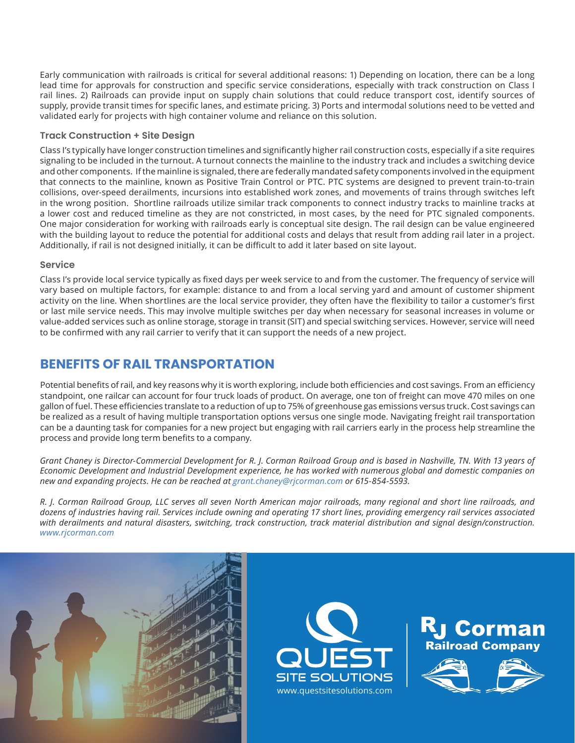Early communication with railroads is critical for several additional reasons: 1) Depending on location, there can be a long lead time for approvals for construction and specific service considerations, especially with track construction on Class I rail lines. 2) Railroads can provide input on supply chain solutions that could reduce transport cost, identify sources of supply, provide transit times for specific lanes, and estimate pricing. 3) Ports and intermodal solutions need to be vetted and validated early for projects with high container volume and reliance on this solution.

### Track Construction + Site Design

Class I's typically have longer construction timelines and significantly higher rail construction costs, especially if a site requires signaling to be included in the turnout. A turnout connects the mainline to the industry track and includes a switching device and other components. If the mainline is signaled, there are federally mandated safety components involved in the equipment that connects to the mainline, known as Positive Train Control or PTC. PTC systems are designed to prevent train-to-train collisions, over-speed derailments, incursions into established work zones, and movements of trains through switches left in the wrong position. Shortline railroads utilize similar track components to connect industry tracks to mainline tracks at a lower cost and reduced timeline as they are not constricted, in most cases, by the need for PTC signaled components. One major consideration for working with railroads early is conceptual site design. The rail design can be value engineered with the building layout to reduce the potential for additional costs and delays that result from adding rail later in a project. Additionally, if rail is not designed initially, it can be difficult to add it later based on site layout.

### Service

Class I's provide local service typically as fixed days per week service to and from the customer. The frequency of service will vary based on multiple factors, for example: distance to and from a local serving yard and amount of customer shipment activity on the line. When shortlines are the local service provider, they often have the flexibility to tailor a customer's first or last mile service needs. This may involve multiple switches per day when necessary for seasonal increases in volume or value-added services such as online storage, storage in transit (SIT) and special switching services. However, service will need to be confirmed with any rail carrier to verify that it can support the needs of a new project.

## BENEFITS OF RAIL TRANSPORTATION

Potential benefits of rail, and key reasons why it is worth exploring, include both efficiencies and cost savings. From an efficiency standpoint, one railcar can account for four truck loads of product. On average, one ton of freight can move 470 miles on one gallon of fuel. These efficiencies translate to a reduction of up to 75% of greenhouse gas emissions versus truck. Cost savings can be realized as a result of having multiple transportation options versus one single mode. Navigating freight rail transportation can be a daunting task for companies for a new project but engaging with rail carriers early in the process help streamline the process and provide long term benefits to a company.

*Grant Chaney is Director-Commercial Development for R. J. Corman Railroad Group and is based in Nashville, TN. With 13 years of Economic Development and Industrial Development experience, he has worked with numerous global and domestic companies on new and expanding projects. He can be reached at grant.chaney@rjcorman.com or 615-854-5593.*

*R. J. Corman Railroad Group, LLC serves all seven North American major railroads, many regional and short line railroads, and dozens of industries having rail. Services include owning and operating 17 short lines, providing emergency rail services associated with derailments and natural disasters, switching, track construction, track material distribution and signal design/construction. www.rjcorman.com*

QUEST SITE SOLUTIONS
www.questsitesolutions.com

RJ Corman Railroad Company